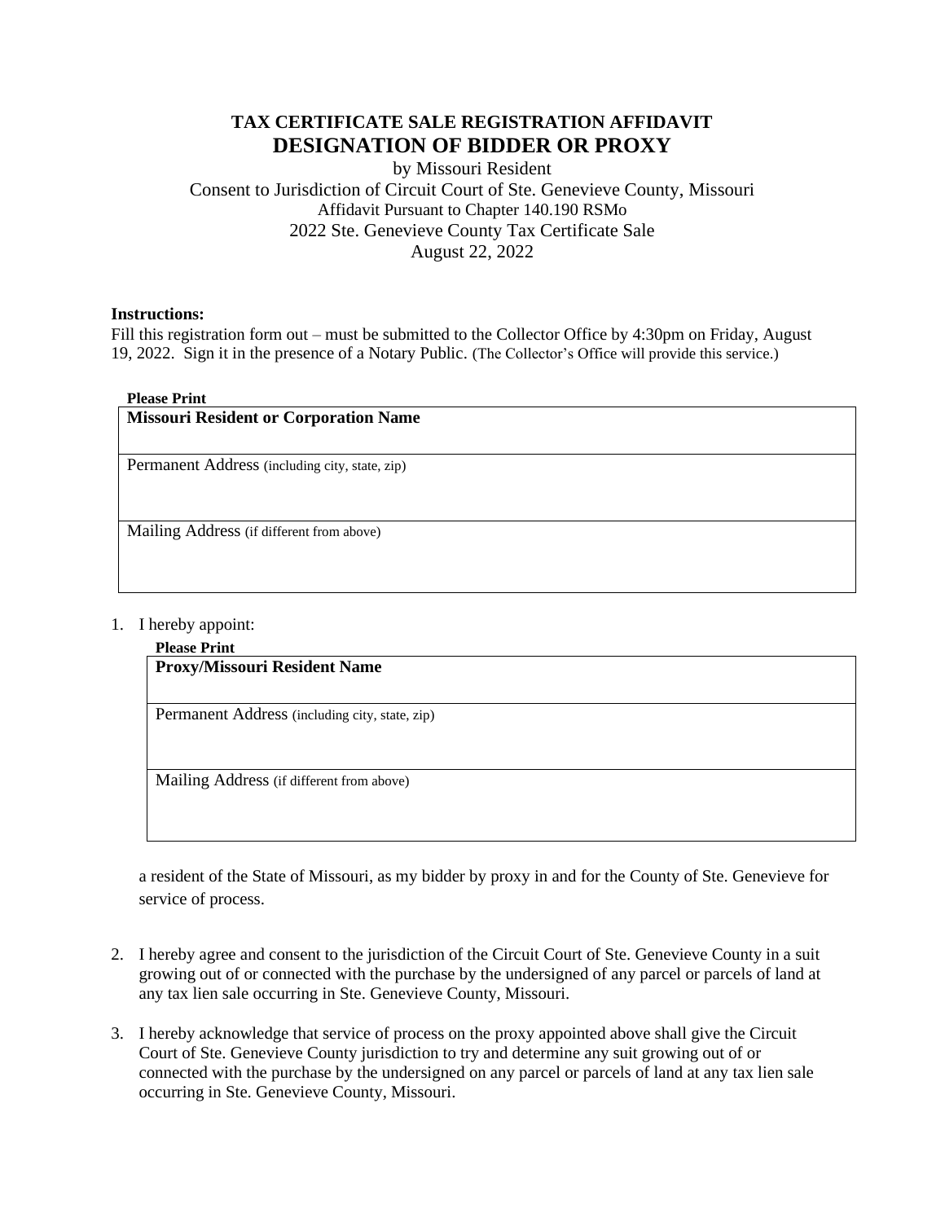# TAX CERTIFICATE SALE REGISTRATION AFFIDAVIT

## DESIGNATION OF BIDDER OR PROXY

by Missouri Resident

Consent to Jurisdiction of Circuit Court of Ste. Genevieve County, Missouri

Affidavit Pursuant to Chapter 140.190 RSMo

2022 Ste. Genevieve County Tax Certificate Sale

August 22, 2022

**Instructions:**

Fill this registration form out – must be submitted to the Collector Office by 4:30pm on Friday, August 19, 2022. Sign it in the presence of a Notary Public. (The Collector's Office will provide this service.)

**Please Print**

| **Missouri Resident or Corporation Name** |
|---|
| Permanent Address (including city, state, zip) |
| Mailing Address (if different from above) |

1. I hereby appoint:

   **Please Print**

   | **Proxy/Missouri Resident Name** |
   |---|
   | Permanent Address (including city, state, zip) |
   | Mailing Address (if different from above) |

   a resident of the State of Missouri, as my bidder by proxy in and for the County of Ste. Genevieve for service of process.

2. I hereby agree and consent to the jurisdiction of the Circuit Court of Ste. Genevieve County in a suit growing out of or connected with the purchase by the undersigned of any parcel or parcels of land at any tax lien sale occurring in Ste. Genevieve County, Missouri.

3. I hereby acknowledge that service of process on the proxy appointed above shall give the Circuit Court of Ste. Genevieve County jurisdiction to try and determine any suit growing out of or connected with the purchase by the undersigned on any parcel or parcels of land at any tax lien sale occurring in Ste. Genevieve County, Missouri.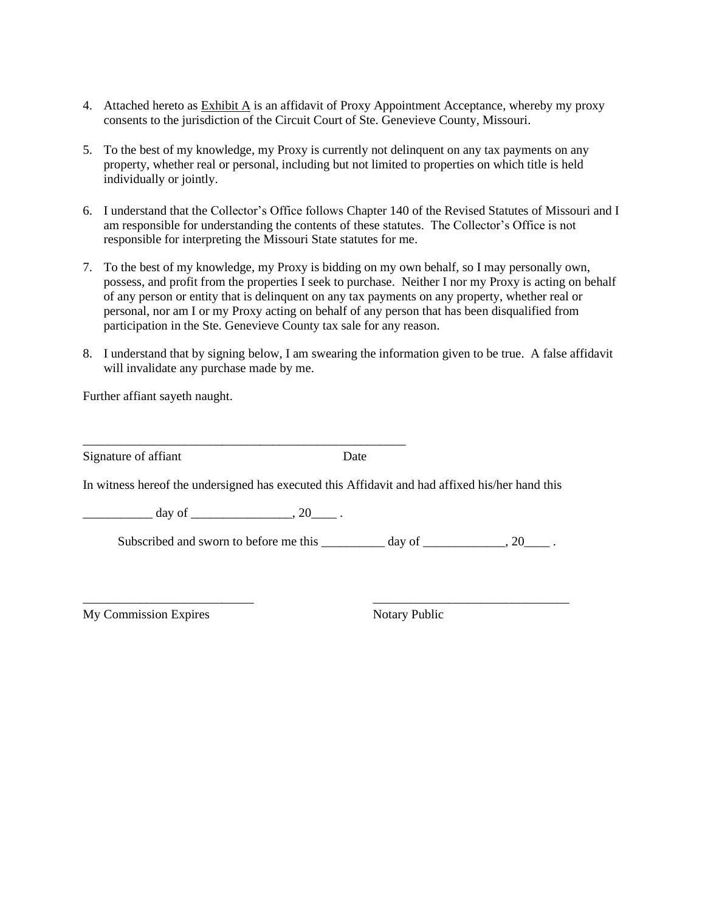4. Attached hereto as Exhibit A is an affidavit of Proxy Appointment Acceptance, whereby my proxy consents to the jurisdiction of the Circuit Court of Ste. Genevieve County, Missouri.

5. To the best of my knowledge, my Proxy is currently not delinquent on any tax payments on any property, whether real or personal, including but not limited to properties on which title is held individually or jointly.

6. I understand that the Collector's Office follows Chapter 140 of the Revised Statutes of Missouri and I am responsible for understanding the contents of these statutes. The Collector's Office is not responsible for interpreting the Missouri State statutes for me.

7. To the best of my knowledge, my Proxy is bidding on my own behalf, so I may personally own, possess, and profit from the properties I seek to purchase. Neither I nor my Proxy is acting on behalf of any person or entity that is delinquent on any tax payments on any property, whether real or personal, nor am I or my Proxy acting on behalf of any person that has been disqualified from participation in the Ste. Genevieve County tax sale for any reason.

8. I understand that by signing below, I am swearing the information given to be true. A false affidavit will invalidate any purchase made by me.

Further affiant sayeth naught.

_____________________________________________________

Signature of affiant                                        Date

In witness hereof the undersigned has executed this Affidavit and had affixed his/her hand this

___________ day of ________________, 20____ .

Subscribed and sworn to before me this __________ day of _____________, 20____ .

___________________________                    _______________________________

My Commission Expires                                  Notary Public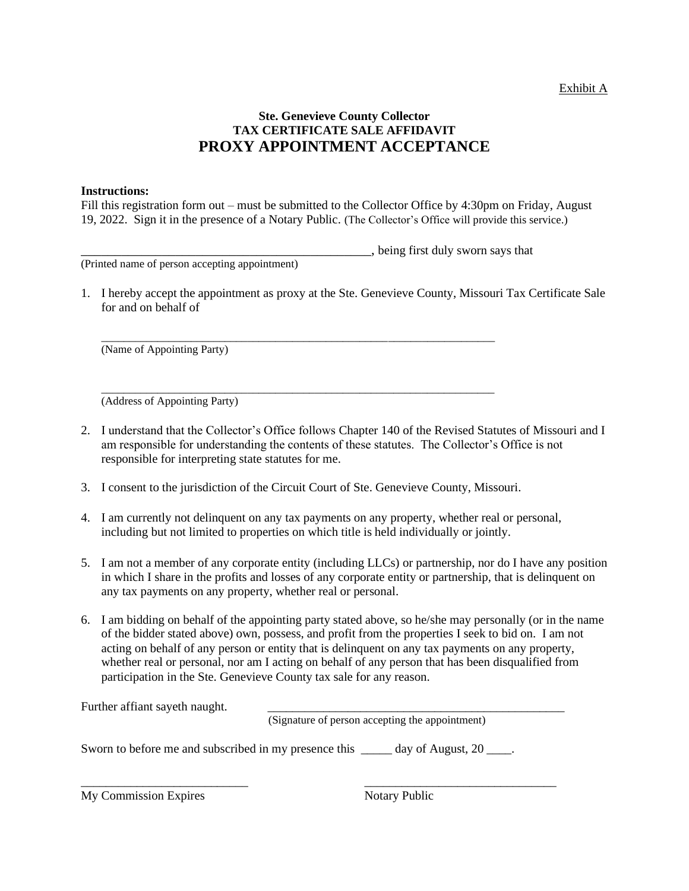Exhibit A

**Ste. Genevieve County Collector**
**TAX CERTIFICATE SALE AFFIDAVIT**

# PROXY APPOINTMENT ACCEPTANCE

**Instructions:**
Fill this registration form out – must be submitted to the Collector Office by 4:30pm on Friday, August 19, 2022. Sign it in the presence of a Notary Public. (The Collector's Office will provide this service.)

_______________________________________________, being first duly sworn says that
(Printed name of person accepting appointment)

1. I hereby accept the appointment as proxy at the Ste. Genevieve County, Missouri Tax Certificate Sale for and on behalf of

   _____________________________________________________________________
   (Name of Appointing Party)

   _____________________________________________________________________
   (Address of Appointing Party)

2. I understand that the Collector's Office follows Chapter 140 of the Revised Statutes of Missouri and I am responsible for understanding the contents of these statutes. The Collector's Office is not responsible for interpreting state statutes for me.

3. I consent to the jurisdiction of the Circuit Court of Ste. Genevieve County, Missouri.

4. I am currently not delinquent on any tax payments on any property, whether real or personal, including but not limited to properties on which title is held individually or jointly.

5. I am not a member of any corporate entity (including LLCs) or partnership, nor do I have any position in which I share in the profits and losses of any corporate entity or partnership, that is delinquent on any tax payments on any property, whether real or personal.

6. I am bidding on behalf of the appointing party stated above, so he/she may personally (or in the name of the bidder stated above) own, possess, and profit from the properties I seek to bid on. I am not acting on behalf of any person or entity that is delinquent on any tax payments on any property, whether real or personal, nor am I acting on behalf of any person that has been disqualified from participation in the Ste. Genevieve County tax sale for any reason.

Further affiant sayeth naught. ___________________________________________________
(Signature of person accepting the appointment)

Sworn to before me and subscribed in my presence this _____ day of August, 20 ____.

___________________________ ________________________________
My Commission Expires Notary Public